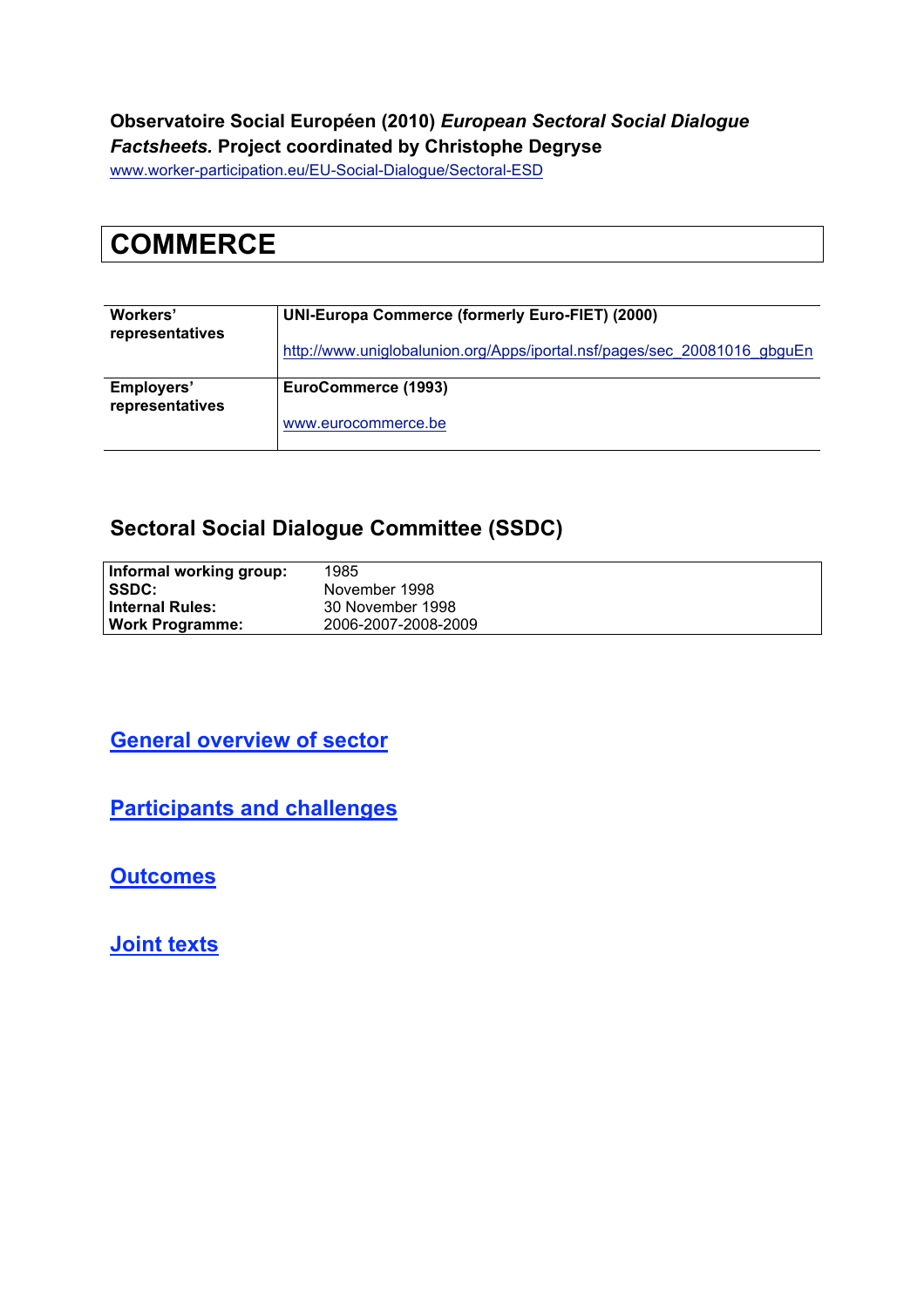**Observatoire Social Européen (2010)** ***European Sectoral Social Dialogue Factsheets.*** **Project coordinated by Christophe Degryse**

www.worker-participation.eu/EU-Social-Dialogue/Sectoral-ESD

# COMMERCE

| | |
|---|---|
| **Workers' representatives** | **UNI-Europa Commerce (formerly Euro-FIET) (2000)**<br><br>http://www.uniglobalunion.org/Apps/iportal.nsf/pages/sec_20081016_gbguEn |
| **Employers' representatives** | **EuroCommerce (1993)**<br><br>www.eurocommerce.be |

## Sectoral Social Dialogue Committee (SSDC)

| | |
|---|---|
| **Informal working group:** | 1985 |
| **SSDC:** | November 1998 |
| **Internal Rules:** | 30 November 1998 |
| **Work Programme:** | 2006-2007-2008-2009 |

## General overview of sector

## Participants and challenges

## Outcomes

## Joint texts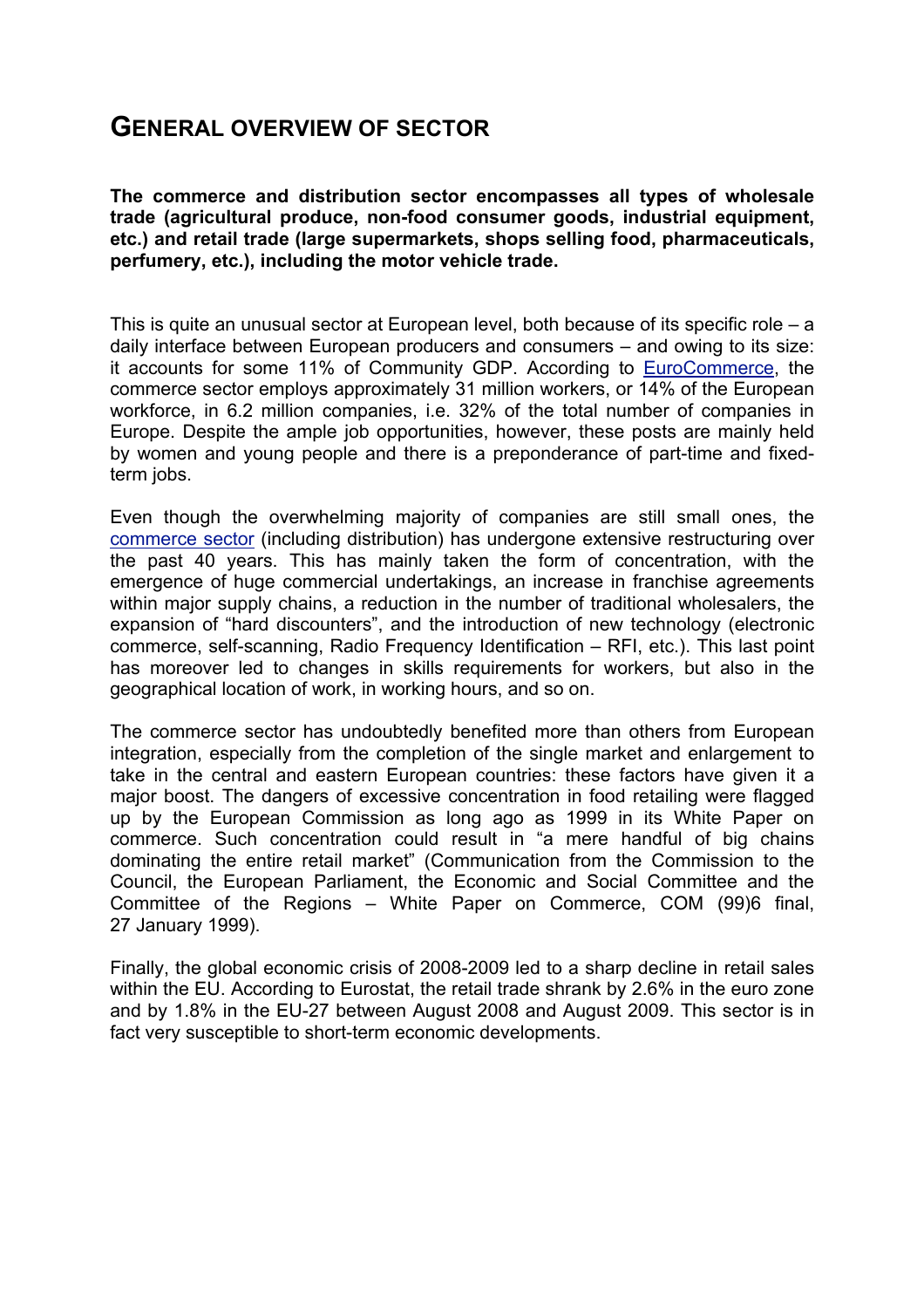## GENERAL OVERVIEW OF SECTOR

**The commerce and distribution sector encompasses all types of wholesale trade (agricultural produce, non-food consumer goods, industrial equipment, etc.) and retail trade (large supermarkets, shops selling food, pharmaceuticals, perfumery, etc.), including the motor vehicle trade.**

This is quite an unusual sector at European level, both because of its specific role – a daily interface between European producers and consumers – and owing to its size: it accounts for some 11% of Community GDP. According to EuroCommerce, the commerce sector employs approximately 31 million workers, or 14% of the European workforce, in 6.2 million companies, i.e. 32% of the total number of companies in Europe. Despite the ample job opportunities, however, these posts are mainly held by women and young people and there is a preponderance of part-time and fixed-term jobs.

Even though the overwhelming majority of companies are still small ones, the commerce sector (including distribution) has undergone extensive restructuring over the past 40 years. This has mainly taken the form of concentration, with the emergence of huge commercial undertakings, an increase in franchise agreements within major supply chains, a reduction in the number of traditional wholesalers, the expansion of "hard discounters", and the introduction of new technology (electronic commerce, self-scanning, Radio Frequency Identification – RFI, etc.). This last point has moreover led to changes in skills requirements for workers, but also in the geographical location of work, in working hours, and so on.

The commerce sector has undoubtedly benefited more than others from European integration, especially from the completion of the single market and enlargement to take in the central and eastern European countries: these factors have given it a major boost. The dangers of excessive concentration in food retailing were flagged up by the European Commission as long ago as 1999 in its White Paper on commerce. Such concentration could result in "a mere handful of big chains dominating the entire retail market" (Communication from the Commission to the Council, the European Parliament, the Economic and Social Committee and the Committee of the Regions – White Paper on Commerce, COM (99)6 final, 27 January 1999).

Finally, the global economic crisis of 2008-2009 led to a sharp decline in retail sales within the EU. According to Eurostat, the retail trade shrank by 2.6% in the euro zone and by 1.8% in the EU-27 between August 2008 and August 2009. This sector is in fact very susceptible to short-term economic developments.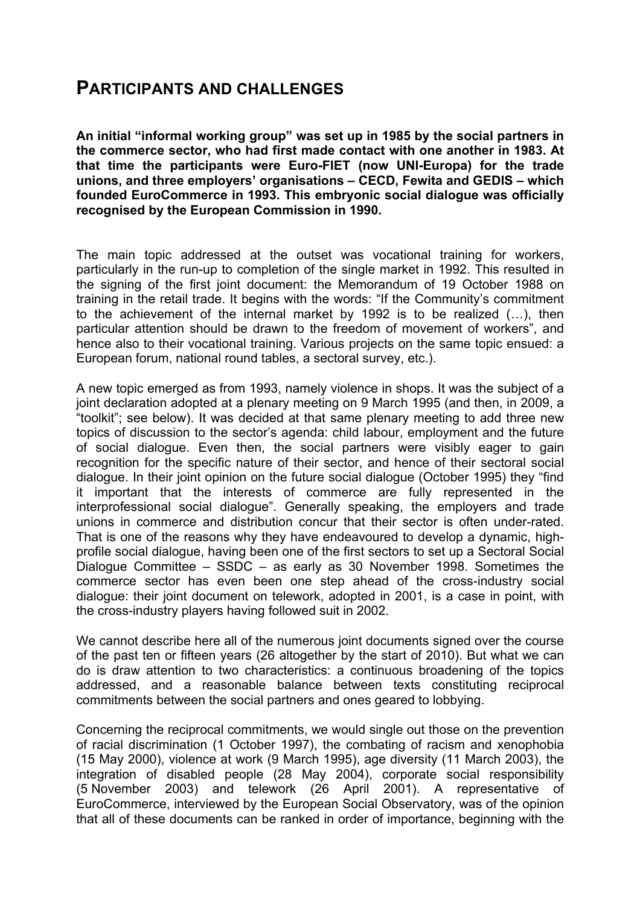# PARTICIPANTS AND CHALLENGES

**An initial "informal working group" was set up in 1985 by the social partners in the commerce sector, who had first made contact with one another in 1983. At that time the participants were Euro-FIET (now UNI-Europa) for the trade unions, and three employers' organisations – CECD, Fewita and GEDIS – which founded EuroCommerce in 1993. This embryonic social dialogue was officially recognised by the European Commission in 1990.**

The main topic addressed at the outset was vocational training for workers, particularly in the run-up to completion of the single market in 1992. This resulted in the signing of the first joint document: the Memorandum of 19 October 1988 on training in the retail trade. It begins with the words: "If the Community's commitment to the achievement of the internal market by 1992 is to be realized (…), then particular attention should be drawn to the freedom of movement of workers", and hence also to their vocational training. Various projects on the same topic ensued: a European forum, national round tables, a sectoral survey, etc.).

A new topic emerged as from 1993, namely violence in shops. It was the subject of a joint declaration adopted at a plenary meeting on 9 March 1995 (and then, in 2009, a "toolkit"; see below). It was decided at that same plenary meeting to add three new topics of discussion to the sector's agenda: child labour, employment and the future of social dialogue. Even then, the social partners were visibly eager to gain recognition for the specific nature of their sector, and hence of their sectoral social dialogue. In their joint opinion on the future social dialogue (October 1995) they "find it important that the interests of commerce are fully represented in the interprofessional social dialogue". Generally speaking, the employers and trade unions in commerce and distribution concur that their sector is often under-rated. That is one of the reasons why they have endeavoured to develop a dynamic, high-profile social dialogue, having been one of the first sectors to set up a Sectoral Social Dialogue Committee – SSDC – as early as 30 November 1998. Sometimes the commerce sector has even been one step ahead of the cross-industry social dialogue: their joint document on telework, adopted in 2001, is a case in point, with the cross-industry players having followed suit in 2002.

We cannot describe here all of the numerous joint documents signed over the course of the past ten or fifteen years (26 altogether by the start of 2010). But what we can do is draw attention to two characteristics: a continuous broadening of the topics addressed, and a reasonable balance between texts constituting reciprocal commitments between the social partners and ones geared to lobbying.

Concerning the reciprocal commitments, we would single out those on the prevention of racial discrimination (1 October 1997), the combating of racism and xenophobia (15 May 2000), violence at work (9 March 1995), age diversity (11 March 2003), the integration of disabled people (28 May 2004), corporate social responsibility (5 November 2003) and telework (26 April 2001). A representative of EuroCommerce, interviewed by the European Social Observatory, was of the opinion that all of these documents can be ranked in order of importance, beginning with the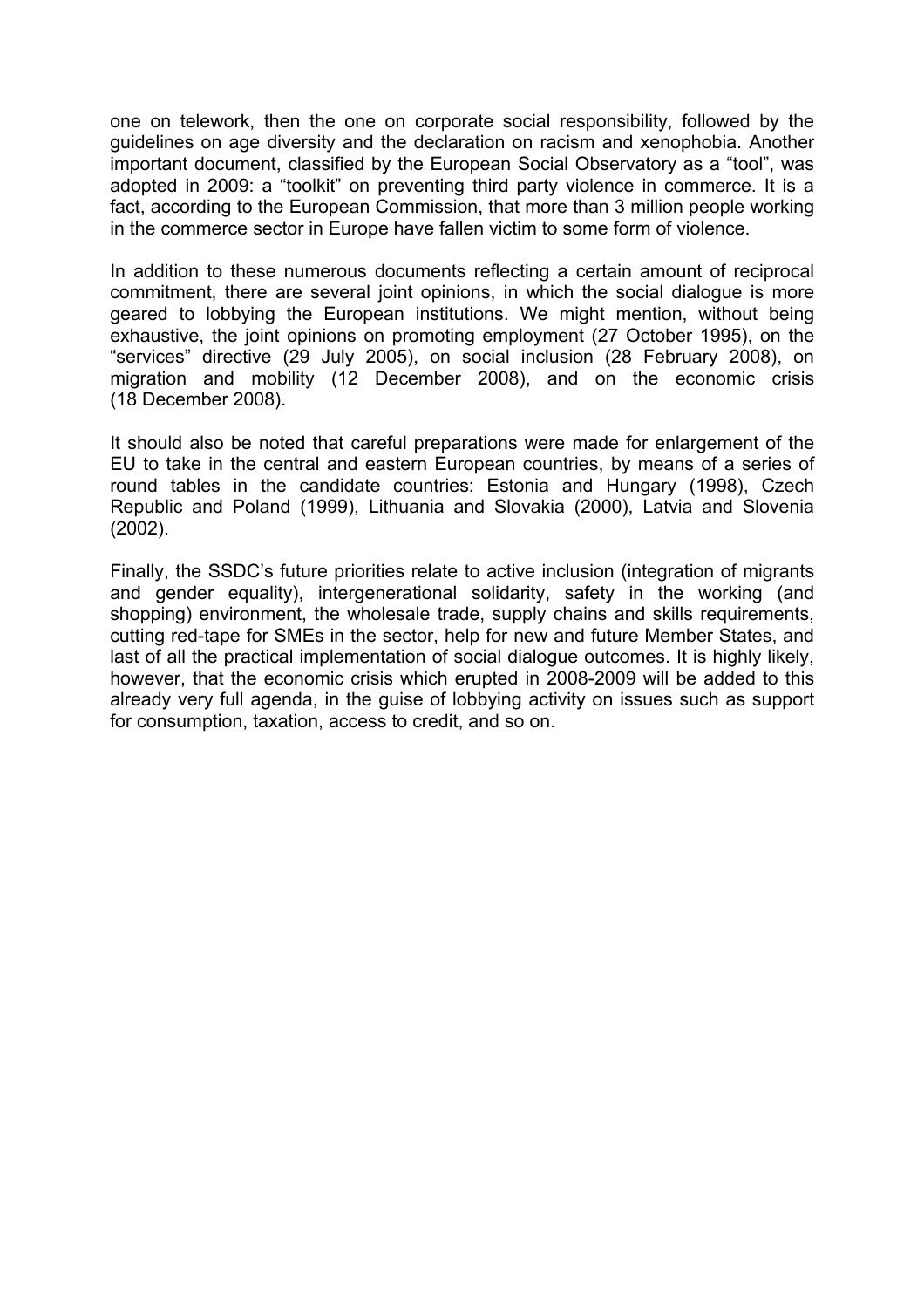one on telework, then the one on corporate social responsibility, followed by the guidelines on age diversity and the declaration on racism and xenophobia. Another important document, classified by the European Social Observatory as a "tool", was adopted in 2009: a "toolkit" on preventing third party violence in commerce. It is a fact, according to the European Commission, that more than 3 million people working in the commerce sector in Europe have fallen victim to some form of violence.

In addition to these numerous documents reflecting a certain amount of reciprocal commitment, there are several joint opinions, in which the social dialogue is more geared to lobbying the European institutions. We might mention, without being exhaustive, the joint opinions on promoting employment (27 October 1995), on the "services" directive (29 July 2005), on social inclusion (28 February 2008), on migration and mobility (12 December 2008), and on the economic crisis (18 December 2008).

It should also be noted that careful preparations were made for enlargement of the EU to take in the central and eastern European countries, by means of a series of round tables in the candidate countries: Estonia and Hungary (1998), Czech Republic and Poland (1999), Lithuania and Slovakia (2000), Latvia and Slovenia (2002).

Finally, the SSDC's future priorities relate to active inclusion (integration of migrants and gender equality), intergenerational solidarity, safety in the working (and shopping) environment, the wholesale trade, supply chains and skills requirements, cutting red-tape for SMEs in the sector, help for new and future Member States, and last of all the practical implementation of social dialogue outcomes. It is highly likely, however, that the economic crisis which erupted in 2008-2009 will be added to this already very full agenda, in the guise of lobbying activity on issues such as support for consumption, taxation, access to credit, and so on.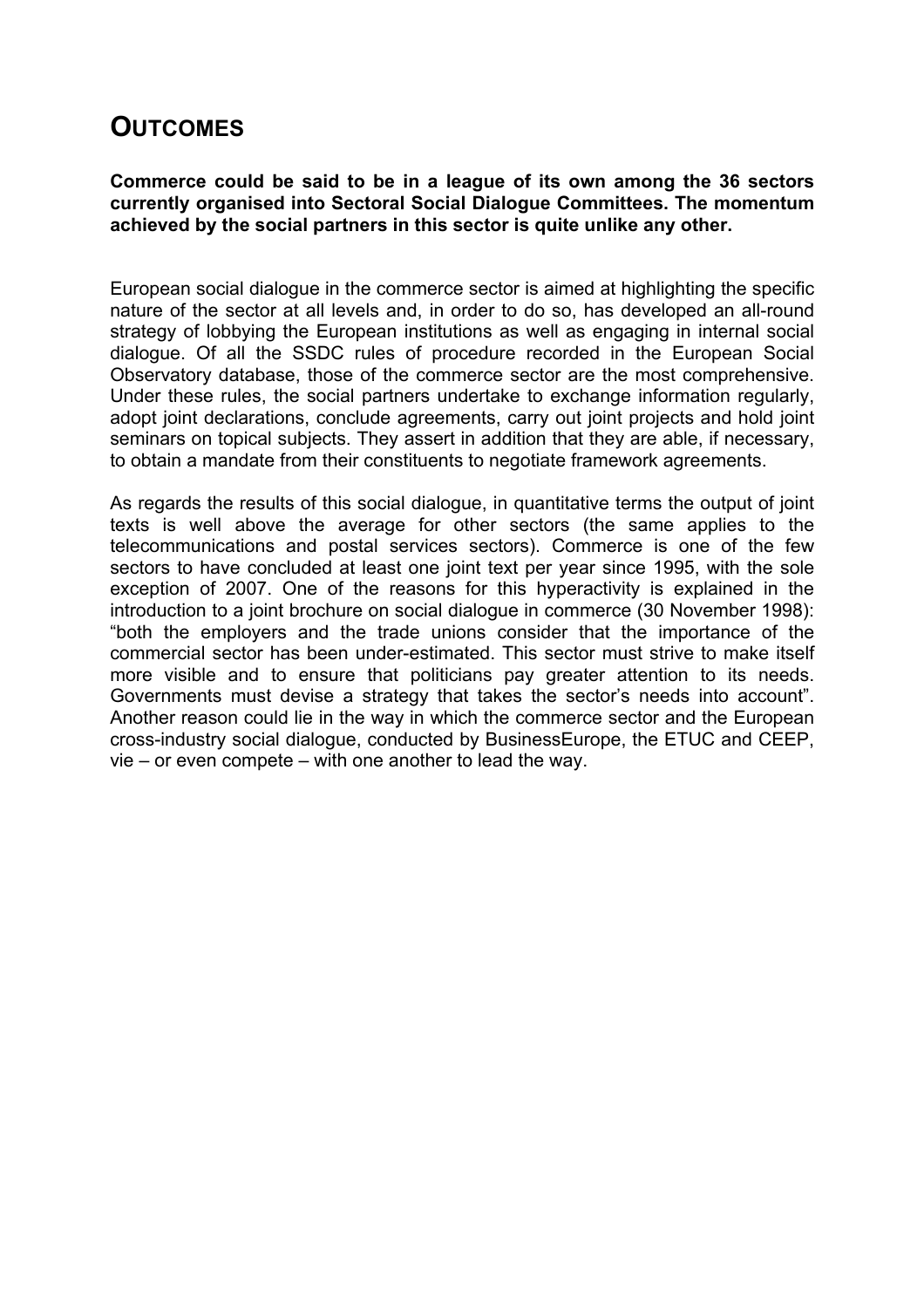# OUTCOMES

**Commerce could be said to be in a league of its own among the 36 sectors currently organised into Sectoral Social Dialogue Committees. The momentum achieved by the social partners in this sector is quite unlike any other.**

European social dialogue in the commerce sector is aimed at highlighting the specific nature of the sector at all levels and, in order to do so, has developed an all-round strategy of lobbying the European institutions as well as engaging in internal social dialogue. Of all the SSDC rules of procedure recorded in the European Social Observatory database, those of the commerce sector are the most comprehensive. Under these rules, the social partners undertake to exchange information regularly, adopt joint declarations, conclude agreements, carry out joint projects and hold joint seminars on topical subjects. They assert in addition that they are able, if necessary, to obtain a mandate from their constituents to negotiate framework agreements.

As regards the results of this social dialogue, in quantitative terms the output of joint texts is well above the average for other sectors (the same applies to the telecommunications and postal services sectors). Commerce is one of the few sectors to have concluded at least one joint text per year since 1995, with the sole exception of 2007. One of the reasons for this hyperactivity is explained in the introduction to a joint brochure on social dialogue in commerce (30 November 1998): "both the employers and the trade unions consider that the importance of the commercial sector has been under-estimated. This sector must strive to make itself more visible and to ensure that politicians pay greater attention to its needs. Governments must devise a strategy that takes the sector's needs into account". Another reason could lie in the way in which the commerce sector and the European cross-industry social dialogue, conducted by BusinessEurope, the ETUC and CEEP, vie – or even compete – with one another to lead the way.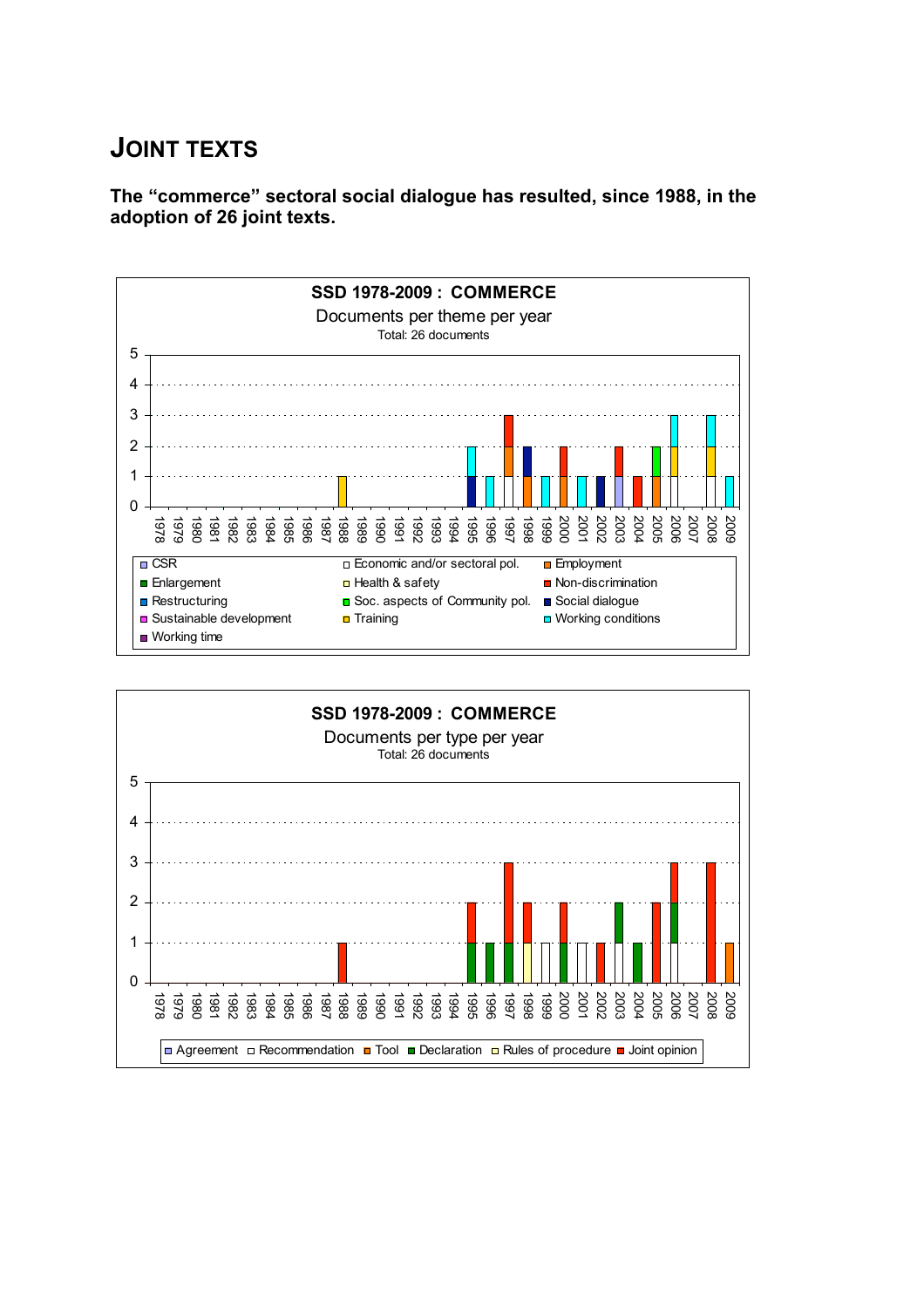# JOINT TEXTS

**The "commerce" sectoral social dialogue has resulted, since 1988, in the adoption of 26 joint texts.**

**SSD 1978-2009 : COMMERCE**

Documents per theme per year

Total: 26 documents

Legend: CSR, Economic and/or sectoral pol., Employment, Enlargement, Health & safety, Non-discrimination, Restructuring, Soc. aspects of Community pol., Social dialogue, Sustainable development, Training, Working conditions, Working time

**SSD 1978-2009 : COMMERCE**

Documents per type per year

Total: 26 documents

Legend: Agreement, Recommendation, Tool, Declaration, Rules of procedure, Joint opinion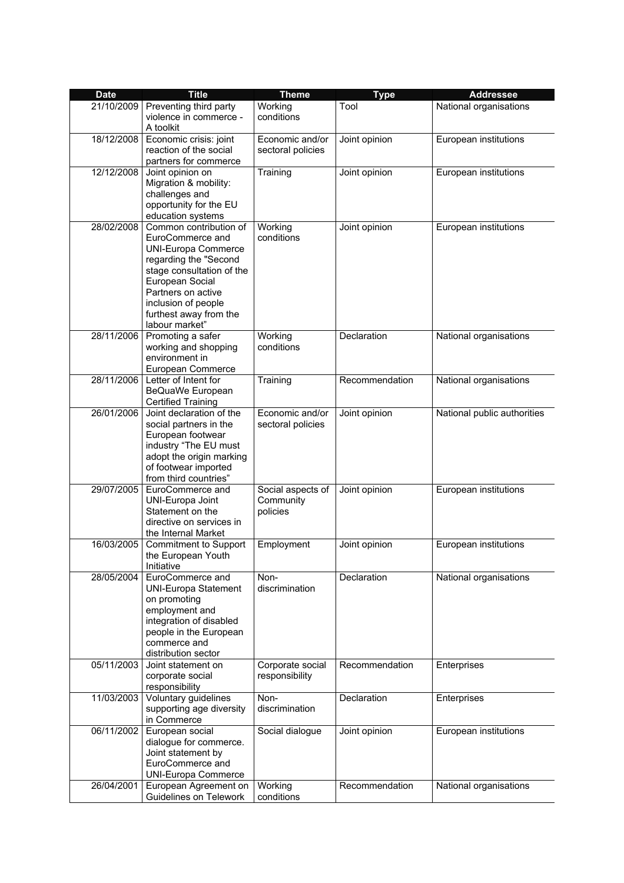| Date | Title | Theme | Type | Addressee |
|---|---|---|---|---|
| 21/10/2009 | Preventing third party violence in commerce - A toolkit | Working conditions | Tool | National organisations |
| 18/12/2008 | Economic crisis: joint reaction of the social partners for commerce | Economic and/or sectoral policies | Joint opinion | European institutions |
| 12/12/2008 | Joint opinion on Migration & mobility: challenges and opportunity for the EU education systems | Training | Joint opinion | European institutions |
| 28/02/2008 | Common contribution of EuroCommerce and UNI-Europa Commerce regarding the "Second stage consultation of the European Social Partners on active inclusion of people furthest away from the labour market" | Working conditions | Joint opinion | European institutions |
| 28/11/2006 | Promoting a safer working and shopping environment in European Commerce | Working conditions | Declaration | National organisations |
| 28/11/2006 | Letter of Intent for BeQuaWe European Certified Training | Training | Recommendation | National organisations |
| 26/01/2006 | Joint declaration of the social partners in the European footwear industry "The EU must adopt the origin marking of footwear imported from third countries" | Economic and/or sectoral policies | Joint opinion | National public authorities |
| 29/07/2005 | EuroCommerce and UNI-Europa Joint Statement on the directive on services in the Internal Market | Social aspects of Community policies | Joint opinion | European institutions |
| 16/03/2005 | Commitment to Support the European Youth Initiative | Employment | Joint opinion | European institutions |
| 28/05/2004 | EuroCommerce and UNI-Europa Statement on promoting employment and integration of disabled people in the European commerce and distribution sector | Non-discrimination | Declaration | National organisations |
| 05/11/2003 | Joint statement on corporate social responsibility | Corporate social responsibility | Recommendation | Enterprises |
| 11/03/2003 | Voluntary guidelines supporting age diversity in Commerce | Non-discrimination | Declaration | Enterprises |
| 06/11/2002 | European social dialogue for commerce. Joint statement by EuroCommerce and UNI-Europa Commerce | Social dialogue | Joint opinion | European institutions |
| 26/04/2001 | European Agreement on Guidelines on Telework | Working conditions | Recommendation | National organisations |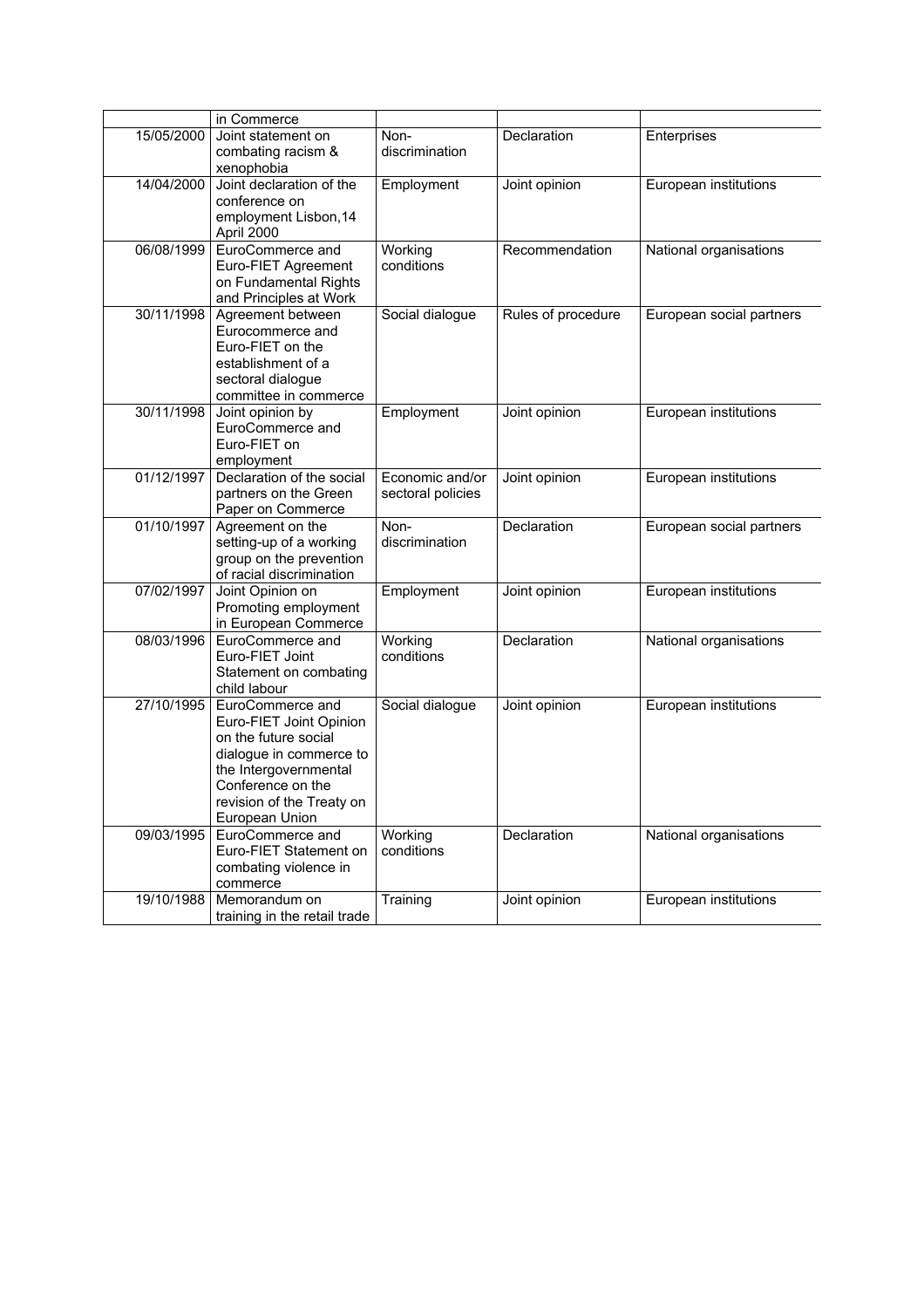| | | | | |
|---|---|---|---|---|
| | in Commerce | | | |
| 15/05/2000 | Joint statement on combating racism & xenophobia | Non-discrimination | Declaration | Enterprises |
| 14/04/2000 | Joint declaration of the conference on employment Lisbon,14 April 2000 | Employment | Joint opinion | European institutions |
| 06/08/1999 | EuroCommerce and Euro-FIET Agreement on Fundamental Rights and Principles at Work | Working conditions | Recommendation | National organisations |
| 30/11/1998 | Agreement between Eurocommerce and Euro-FIET on the establishment of a sectoral dialogue committee in commerce | Social dialogue | Rules of procedure | European social partners |
| 30/11/1998 | Joint opinion by EuroCommerce and Euro-FIET on employment | Employment | Joint opinion | European institutions |
| 01/12/1997 | Declaration of the social partners on the Green Paper on Commerce | Economic and/or sectoral policies | Joint opinion | European institutions |
| 01/10/1997 | Agreement on the setting-up of a working group on the prevention of racial discrimination | Non-discrimination | Declaration | European social partners |
| 07/02/1997 | Joint Opinion on Promoting employment in European Commerce | Employment | Joint opinion | European institutions |
| 08/03/1996 | EuroCommerce and Euro-FIET Joint Statement on combating child labour | Working conditions | Declaration | National organisations |
| 27/10/1995 | EuroCommerce and Euro-FIET Joint Opinion on the future social dialogue in commerce to the Intergovernmental Conference on the revision of the Treaty on European Union | Social dialogue | Joint opinion | European institutions |
| 09/03/1995 | EuroCommerce and Euro-FIET Statement on combating violence in commerce | Working conditions | Declaration | National organisations |
| 19/10/1988 | Memorandum on training in the retail trade | Training | Joint opinion | European institutions |